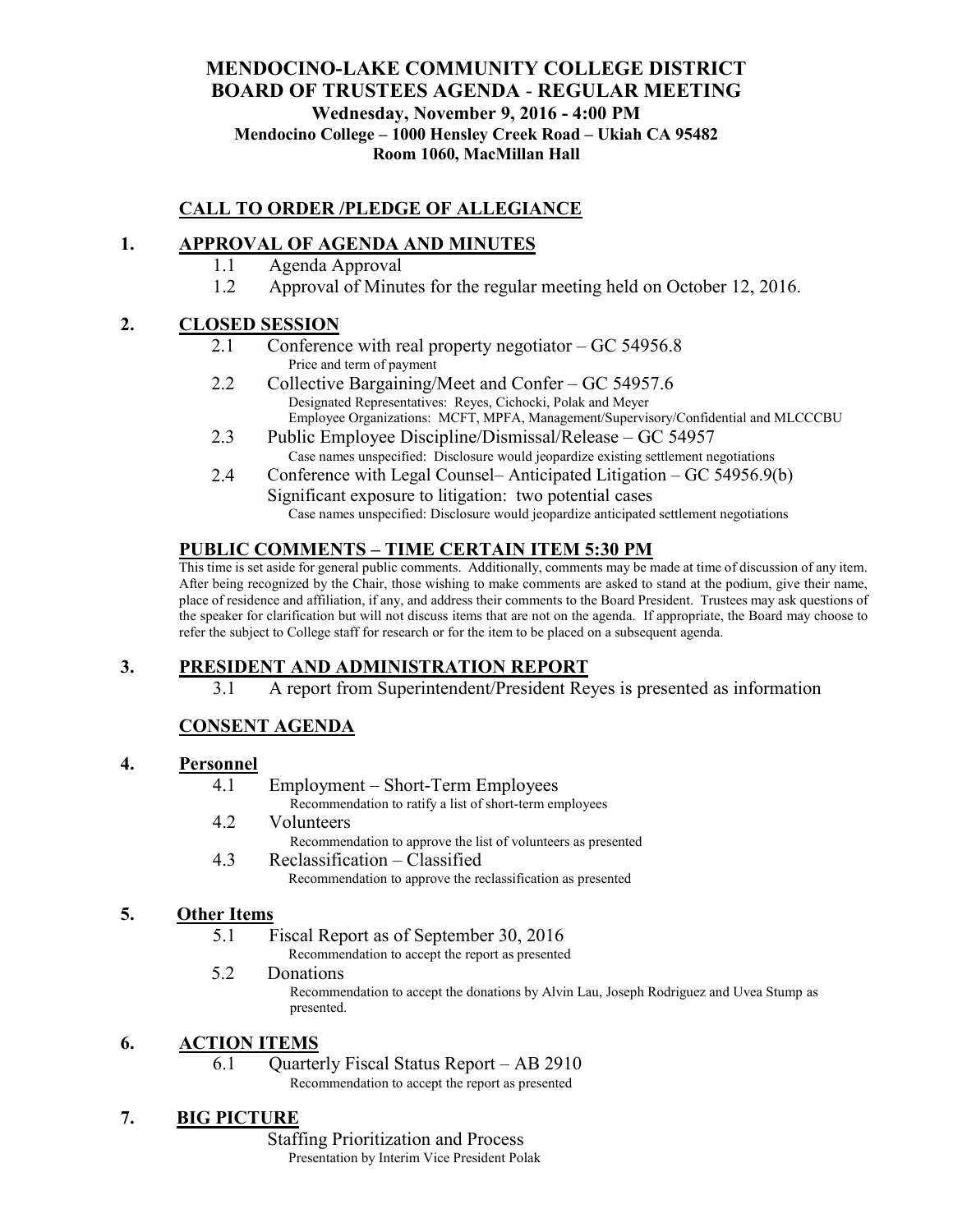# MENDOCINO-LAKE COMMUNITY COLLEGE DISTRICT
# BOARD OF TRUSTEES AGENDA - REGULAR MEETING

**Wednesday, November 9, 2016 - 4:00 PM**
**Mendocino College – 1000 Hensley Creek Road – Ukiah CA 95482**
**Room 1060, MacMillan Hall**

## CALL TO ORDER /PLEDGE OF ALLEGIANCE

## 1. APPROVAL OF AGENDA AND MINUTES

1.1 Agenda Approval

1.2 Approval of Minutes for the regular meeting held on October 12, 2016.

## 2. CLOSED SESSION

2.1 Conference with real property negotiator – GC 54956.8
Price and term of payment

2.2 Collective Bargaining/Meet and Confer – GC 54957.6
Designated Representatives: Reyes, Cichocki, Polak and Meyer
Employee Organizations: MCFT, MPFA, Management/Supervisory/Confidential and MLCCCBU

2.3 Public Employee Discipline/Dismissal/Release – GC 54957
Case names unspecified: Disclosure would jeopardize existing settlement negotiations

2.4 Conference with Legal Counsel– Anticipated Litigation – GC 54956.9(b)
Significant exposure to litigation: two potential cases
Case names unspecified: Disclosure would jeopardize anticipated settlement negotiations

## PUBLIC COMMENTS – TIME CERTAIN ITEM 5:30 PM

This time is set aside for general public comments. Additionally, comments may be made at time of discussion of any item. After being recognized by the Chair, those wishing to make comments are asked to stand at the podium, give their name, place of residence and affiliation, if any, and address their comments to the Board President. Trustees may ask questions of the speaker for clarification but will not discuss items that are not on the agenda. If appropriate, the Board may choose to refer the subject to College staff for research or for the item to be placed on a subsequent agenda.

## 3. PRESIDENT AND ADMINISTRATION REPORT

3.1 A report from Superintendent/President Reyes is presented as information

## CONSENT AGENDA

## 4. Personnel

4.1 Employment – Short-Term Employees
Recommendation to ratify a list of short-term employees

4.2 Volunteers
Recommendation to approve the list of volunteers as presented

4.3 Reclassification – Classified
Recommendation to approve the reclassification as presented

## 5. Other Items

5.1 Fiscal Report as of September 30, 2016
Recommendation to accept the report as presented

5.2 Donations
Recommendation to accept the donations by Alvin Lau, Joseph Rodriguez and Uvea Stump as presented.

## 6. ACTION ITEMS

6.1 Quarterly Fiscal Status Report – AB 2910
Recommendation to accept the report as presented

## 7. BIG PICTURE

Staffing Prioritization and Process
Presentation by Interim Vice President Polak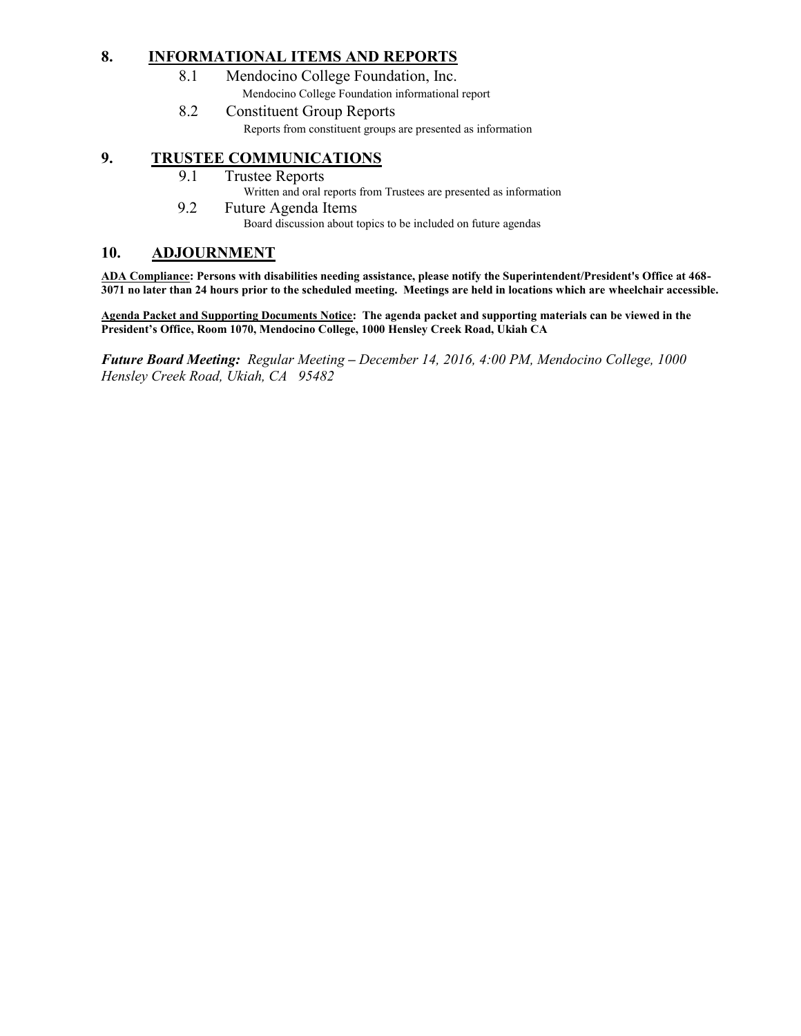## 8. INFORMATIONAL ITEMS AND REPORTS

8.1 Mendocino College Foundation, Inc.

Mendocino College Foundation informational report

8.2 Constituent Group Reports

Reports from constituent groups are presented as information

## 9. TRUSTEE COMMUNICATIONS

9.1 Trustee Reports

Written and oral reports from Trustees are presented as information

9.2 Future Agenda Items

Board discussion about topics to be included on future agendas

## 10. ADJOURNMENT

**ADA Compliance: Persons with disabilities needing assistance, please notify the Superintendent/President's Office at 468-3071 no later than 24 hours prior to the scheduled meeting. Meetings are held in locations which are wheelchair accessible.**

**Agenda Packet and Supporting Documents Notice: The agenda packet and supporting materials can be viewed in the President's Office, Room 1070, Mendocino College, 1000 Hensley Creek Road, Ukiah CA**

***Future Board Meeting:*** *Regular Meeting – December 14, 2016, 4:00 PM, Mendocino College, 1000 Hensley Creek Road, Ukiah, CA 95482*